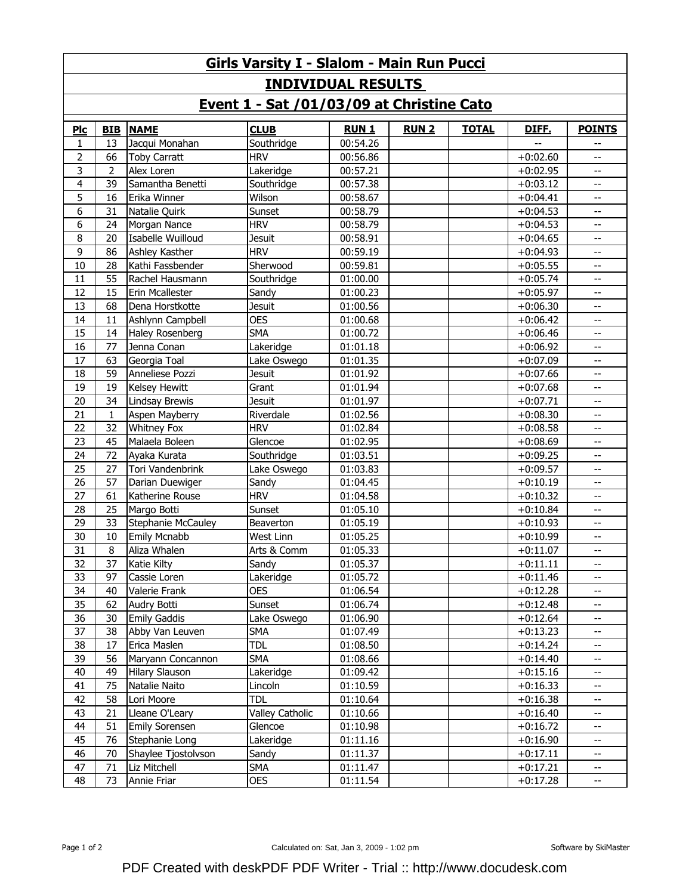# Girls Varsity I - Slalom - Main Run Pucci

## INDIVIDUAL RESULTS

## Event 1 - Sat /01/03/09 at Christine Cato

| Plc | BIB | NAME | CLUB | RUN 1 | RUN 2 | TOTAL | DIFF. | POINTS |
|---|---|---|---|---|---|---|---|---|
| 1 | 13 | Jacqui Monahan | Southridge | 00:54.26 | | | -- | -- |
| 2 | 66 | Toby Carratt | HRV | 00:56.86 | | | +0:02.60 | -- |
| 3 | 2 | Alex Loren | Lakeridge | 00:57.21 | | | +0:02.95 | -- |
| 4 | 39 | Samantha Benetti | Southridge | 00:57.38 | | | +0:03.12 | -- |
| 5 | 16 | Erika Winner | Wilson | 00:58.67 | | | +0:04.41 | -- |
| 6 | 31 | Natalie Quirk | Sunset | 00:58.79 | | | +0:04.53 | -- |
| 6 | 24 | Morgan Nance | HRV | 00:58.79 | | | +0:04.53 | -- |
| 8 | 20 | Isabelle Wuilloud | Jesuit | 00:58.91 | | | +0:04.65 | -- |
| 9 | 86 | Ashley Kasther | HRV | 00:59.19 | | | +0:04.93 | -- |
| 10 | 28 | Kathi Fassbender | Sherwood | 00:59.81 | | | +0:05.55 | -- |
| 11 | 55 | Rachel Hausmann | Southridge | 01:00.00 | | | +0:05.74 | -- |
| 12 | 15 | Erin Mcallester | Sandy | 01:00.23 | | | +0:05.97 | -- |
| 13 | 68 | Dena Horstkotte | Jesuit | 01:00.56 | | | +0:06.30 | -- |
| 14 | 11 | Ashlynn Campbell | OES | 01:00.68 | | | +0:06.42 | -- |
| 15 | 14 | Haley Rosenberg | SMA | 01:00.72 | | | +0:06.46 | -- |
| 16 | 77 | Jenna Conan | Lakeridge | 01:01.18 | | | +0:06.92 | -- |
| 17 | 63 | Georgia Toal | Lake Oswego | 01:01.35 | | | +0:07.09 | -- |
| 18 | 59 | Anneliese Pozzi | Jesuit | 01:01.92 | | | +0:07.66 | -- |
| 19 | 19 | Kelsey Hewitt | Grant | 01:01.94 | | | +0:07.68 | -- |
| 20 | 34 | Lindsay Brewis | Jesuit | 01:01.97 | | | +0:07.71 | -- |
| 21 | 1 | Aspen Mayberry | Riverdale | 01:02.56 | | | +0:08.30 | -- |
| 22 | 32 | Whitney Fox | HRV | 01:02.84 | | | +0:08.58 | -- |
| 23 | 45 | Malaela Boleen | Glencoe | 01:02.95 | | | +0:08.69 | -- |
| 24 | 72 | Ayaka Kurata | Southridge | 01:03.51 | | | +0:09.25 | -- |
| 25 | 27 | Tori Vandenbrink | Lake Oswego | 01:03.83 | | | +0:09.57 | -- |
| 26 | 57 | Darian Duewiger | Sandy | 01:04.45 | | | +0:10.19 | -- |
| 27 | 61 | Katherine Rouse | HRV | 01:04.58 | | | +0:10.32 | -- |
| 28 | 25 | Margo Botti | Sunset | 01:05.10 | | | +0:10.84 | -- |
| 29 | 33 | Stephanie McCauley | Beaverton | 01:05.19 | | | +0:10.93 | -- |
| 30 | 10 | Emily Mcnabb | West Linn | 01:05.25 | | | +0:10.99 | -- |
| 31 | 8 | Aliza Whalen | Arts & Comm | 01:05.33 | | | +0:11.07 | -- |
| 32 | 37 | Katie Kilty | Sandy | 01:05.37 | | | +0:11.11 | -- |
| 33 | 97 | Cassie Loren | Lakeridge | 01:05.72 | | | +0:11.46 | -- |
| 34 | 40 | Valerie Frank | OES | 01:06.54 | | | +0:12.28 | -- |
| 35 | 62 | Audry Botti | Sunset | 01:06.74 | | | +0:12.48 | -- |
| 36 | 30 | Emily Gaddis | Lake Oswego | 01:06.90 | | | +0:12.64 | -- |
| 37 | 38 | Abby Van Leuven | SMA | 01:07.49 | | | +0:13.23 | -- |
| 38 | 17 | Erica Maslen | TDL | 01:08.50 | | | +0:14.24 | -- |
| 39 | 56 | Maryann Concannon | SMA | 01:08.66 | | | +0:14.40 | -- |
| 40 | 49 | Hilary Slauson | Lakeridge | 01:09.42 | | | +0:15.16 | -- |
| 41 | 75 | Natalie Naito | Lincoln | 01:10.59 | | | +0:16.33 | -- |
| 42 | 58 | Lori Moore | TDL | 01:10.64 | | | +0:16.38 | -- |
| 43 | 21 | Lleane O'Leary | Valley Catholic | 01:10.66 | | | +0:16.40 | -- |
| 44 | 51 | Emily Sorensen | Glencoe | 01:10.98 | | | +0:16.72 | -- |
| 45 | 76 | Stephanie Long | Lakeridge | 01:11.16 | | | +0:16.90 | -- |
| 46 | 70 | Shaylee Tjostolvson | Sandy | 01:11.37 | | | +0:17.11 | -- |
| 47 | 71 | Liz Mitchell | SMA | 01:11.47 | | | +0:17.21 | -- |
| 48 | 73 | Annie Friar | OES | 01:11.54 | | | +0:17.28 | -- |

Calculated on: Sat, Jan 3, 2009 - 1:02 pm

Software by SkiMaster

PDF Created with deskPDF PDF Writer - Trial :: http://www.docudesk.com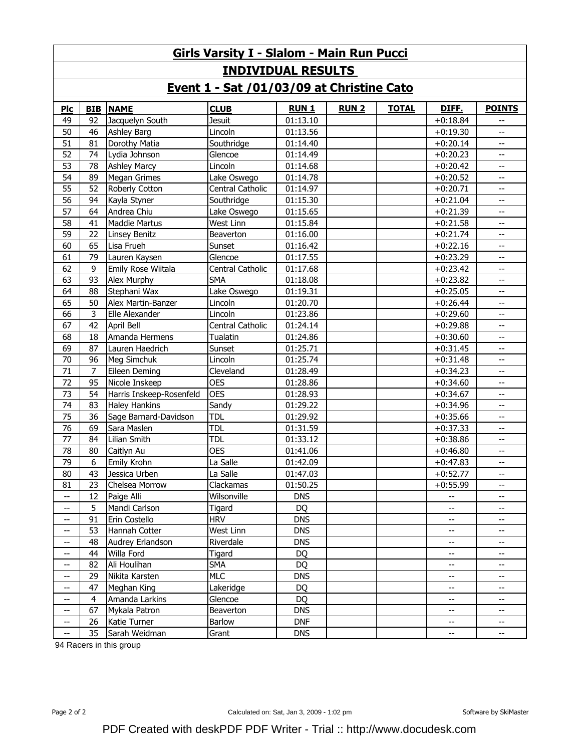## Girls Varsity I - Slalom - Main Run Pucci

## INDIVIDUAL RESULTS

## Event 1 - Sat /01/03/09 at Christine Cato

| Plc | BIB | NAME | CLUB | RUN 1 | RUN 2 | TOTAL | DIFF. | POINTS |
|---|---|---|---|---|---|---|---|---|
| 49 | 92 | Jacquelyn South | Jesuit | 01:13.10 | | | +0:18.84 | -- |
| 50 | 46 | Ashley Barg | Lincoln | 01:13.56 | | | +0:19.30 | -- |
| 51 | 81 | Dorothy Matia | Southridge | 01:14.40 | | | +0:20.14 | -- |
| 52 | 74 | Lydia Johnson | Glencoe | 01:14.49 | | | +0:20.23 | -- |
| 53 | 78 | Ashley Marcy | Lincoln | 01:14.68 | | | +0:20.42 | -- |
| 54 | 89 | Megan Grimes | Lake Oswego | 01:14.78 | | | +0:20.52 | -- |
| 55 | 52 | Roberly Cotton | Central Catholic | 01:14.97 | | | +0:20.71 | -- |
| 56 | 94 | Kayla Styner | Southridge | 01:15.30 | | | +0:21.04 | -- |
| 57 | 64 | Andrea Chiu | Lake Oswego | 01:15.65 | | | +0:21.39 | -- |
| 58 | 41 | Maddie Martus | West Linn | 01:15.84 | | | +0:21.58 | -- |
| 59 | 22 | Linsey Benitz | Beaverton | 01:16.00 | | | +0:21.74 | -- |
| 60 | 65 | Lisa Frueh | Sunset | 01:16.42 | | | +0:22.16 | -- |
| 61 | 79 | Lauren Kaysen | Glencoe | 01:17.55 | | | +0:23.29 | -- |
| 62 | 9 | Emily Rose Wiitala | Central Catholic | 01:17.68 | | | +0:23.42 | -- |
| 63 | 93 | Alex Murphy | SMA | 01:18.08 | | | +0:23.82 | -- |
| 64 | 88 | Stephani Wax | Lake Oswego | 01:19.31 | | | +0:25.05 | -- |
| 65 | 50 | Alex Martin-Banzer | Lincoln | 01:20.70 | | | +0:26.44 | -- |
| 66 | 3 | Elle Alexander | Lincoln | 01:23.86 | | | +0:29.60 | -- |
| 67 | 42 | April Bell | Central Catholic | 01:24.14 | | | +0:29.88 | -- |
| 68 | 18 | Amanda Hermens | Tualatin | 01:24.86 | | | +0:30.60 | -- |
| 69 | 87 | Lauren Haedrich | Sunset | 01:25.71 | | | +0:31.45 | -- |
| 70 | 96 | Meg Simchuk | Lincoln | 01:25.74 | | | +0:31.48 | -- |
| 71 | 7 | Eileen Deming | Cleveland | 01:28.49 | | | +0:34.23 | -- |
| 72 | 95 | Nicole Inskeep | OES | 01:28.86 | | | +0:34.60 | -- |
| 73 | 54 | Harris Inskeep-Rosenfeld | OES | 01:28.93 | | | +0:34.67 | -- |
| 74 | 83 | Haley Hankins | Sandy | 01:29.22 | | | +0:34.96 | -- |
| 75 | 36 | Sage Barnard-Davidson | TDL | 01:29.92 | | | +0:35.66 | -- |
| 76 | 69 | Sara Maslen | TDL | 01:31.59 | | | +0:37.33 | -- |
| 77 | 84 | Lilian Smith | TDL | 01:33.12 | | | +0:38.86 | -- |
| 78 | 80 | Caitlyn Au | OES | 01:41.06 | | | +0:46.80 | -- |
| 79 | 6 | Emily Krohn | La Salle | 01:42.09 | | | +0:47.83 | -- |
| 80 | 43 | Jessica Urben | La Salle | 01:47.03 | | | +0:52.77 | -- |
| 81 | 23 | Chelsea Morrow | Clackamas | 01:50.25 | | | +0:55.99 | -- |
| -- | 12 | Paige Alli | Wilsonville | DNS | | | -- | -- |
| -- | 5 | Mandi Carlson | Tigard | DQ | | | -- | -- |
| -- | 91 | Erin Costello | HRV | DNS | | | -- | -- |
| -- | 53 | Hannah Cotter | West Linn | DNS | | | -- | -- |
| -- | 48 | Audrey Erlandson | Riverdale | DNS | | | -- | -- |
| -- | 44 | Willa Ford | Tigard | DQ | | | -- | -- |
| -- | 82 | Ali Houlihan | SMA | DQ | | | -- | -- |
| -- | 29 | Nikita Karsten | MLC | DNS | | | -- | -- |
| -- | 47 | Meghan King | Lakeridge | DQ | | | -- | -- |
| -- | 4 | Amanda Larkins | Glencoe | DQ | | | -- | -- |
| -- | 67 | Mykala Patron | Beaverton | DNS | | | -- | -- |
| -- | 26 | Katie Turner | Barlow | DNF | | | -- | -- |
| -- | 35 | Sarah Weidman | Grant | DNS | | | -- | -- |

94 Racers in this group

Calculated on: Sat, Jan 3, 2009 - 1:02 pm

Software by SkiMaster

PDF Created with deskPDF PDF Writer - Trial :: http://www.docudesk.com